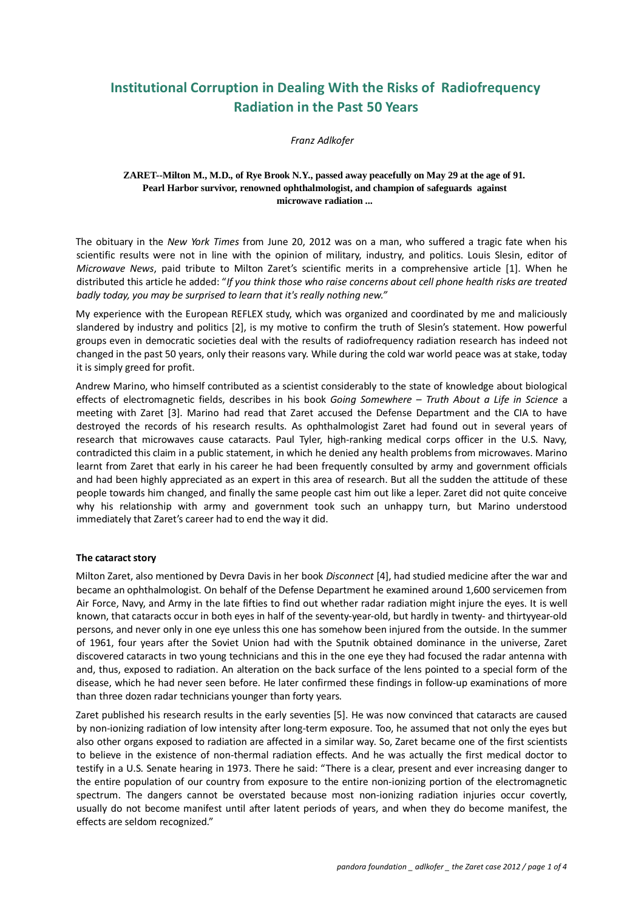# Institutional Corruption in Dealing With the Risks of Radiofrequency Radiation in the Past 50 Years

*Franz Adlkofer*

**ZARET--Milton M., M.D., of Rye Brook N.Y., passed away peacefully on May 29 at the age of 91. Pearl Harbor survivor, renowned ophthalmologist, and champion of safeguards against microwave radiation ...**

The obituary in the *New York Times* from June 20, 2012 was on a man, who suffered a tragic fate when his scientific results were not in line with the opinion of military, industry, and politics. Louis Slesin, editor of *Microwave News*, paid tribute to Milton Zaret's scientific merits in a comprehensive article [1]. When he distributed this article he added: "*If you think those who raise concerns about cell phone health risks are treated badly today, you may be surprised to learn that it's really nothing new.*"

My experience with the European REFLEX study, which was organized and coordinated by me and maliciously slandered by industry and politics [2], is my motive to confirm the truth of Slesin's statement. How powerful groups even in democratic societies deal with the results of radiofrequency radiation research has indeed not changed in the past 50 years, only their reasons vary. While during the cold war world peace was at stake, today it is simply greed for profit.

Andrew Marino, who himself contributed as a scientist considerably to the state of knowledge about biological effects of electromagnetic fields, describes in his book *Going Somewhere – Truth About a Life in Science* a meeting with Zaret [3]. Marino had read that Zaret accused the Defense Department and the CIA to have destroyed the records of his research results. As ophthalmologist Zaret had found out in several years of research that microwaves cause cataracts. Paul Tyler, high-ranking medical corps officer in the U.S. Navy, contradicted this claim in a public statement, in which he denied any health problems from microwaves. Marino learnt from Zaret that early in his career he had been frequently consulted by army and government officials and had been highly appreciated as an expert in this area of research. But all the sudden the attitude of these people towards him changed, and finally the same people cast him out like a leper. Zaret did not quite conceive why his relationship with army and government took such an unhappy turn, but Marino understood immediately that Zaret's career had to end the way it did.

**The cataract story**

Milton Zaret, also mentioned by Devra Davis in her book *Disconnect* [4], had studied medicine after the war and became an ophthalmologist. On behalf of the Defense Department he examined around 1,600 servicemen from Air Force, Navy, and Army in the late fifties to find out whether radar radiation might injure the eyes. It is well known, that cataracts occur in both eyes in half of the seventy-year-old, but hardly in twenty- and thirtyyear-old persons, and never only in one eye unless this one has somehow been injured from the outside. In the summer of 1961, four years after the Soviet Union had with the Sputnik obtained dominance in the universe, Zaret discovered cataracts in two young technicians and this in the one eye they had focused the radar antenna with and, thus, exposed to radiation. An alteration on the back surface of the lens pointed to a special form of the disease, which he had never seen before. He later confirmed these findings in follow-up examinations of more than three dozen radar technicians younger than forty years.

Zaret published his research results in the early seventies [5]. He was now convinced that cataracts are caused by non-ionizing radiation of low intensity after long-term exposure. Too, he assumed that not only the eyes but also other organs exposed to radiation are affected in a similar way. So, Zaret became one of the first scientists to believe in the existence of non-thermal radiation effects. And he was actually the first medical doctor to testify in a U.S. Senate hearing in 1973. There he said: "There is a clear, present and ever increasing danger to the entire population of our country from exposure to the entire non-ionizing portion of the electromagnetic spectrum. The dangers cannot be overstated because most non-ionizing radiation injuries occur covertly, usually do not become manifest until after latent periods of years, and when they do become manifest, the effects are seldom recognized."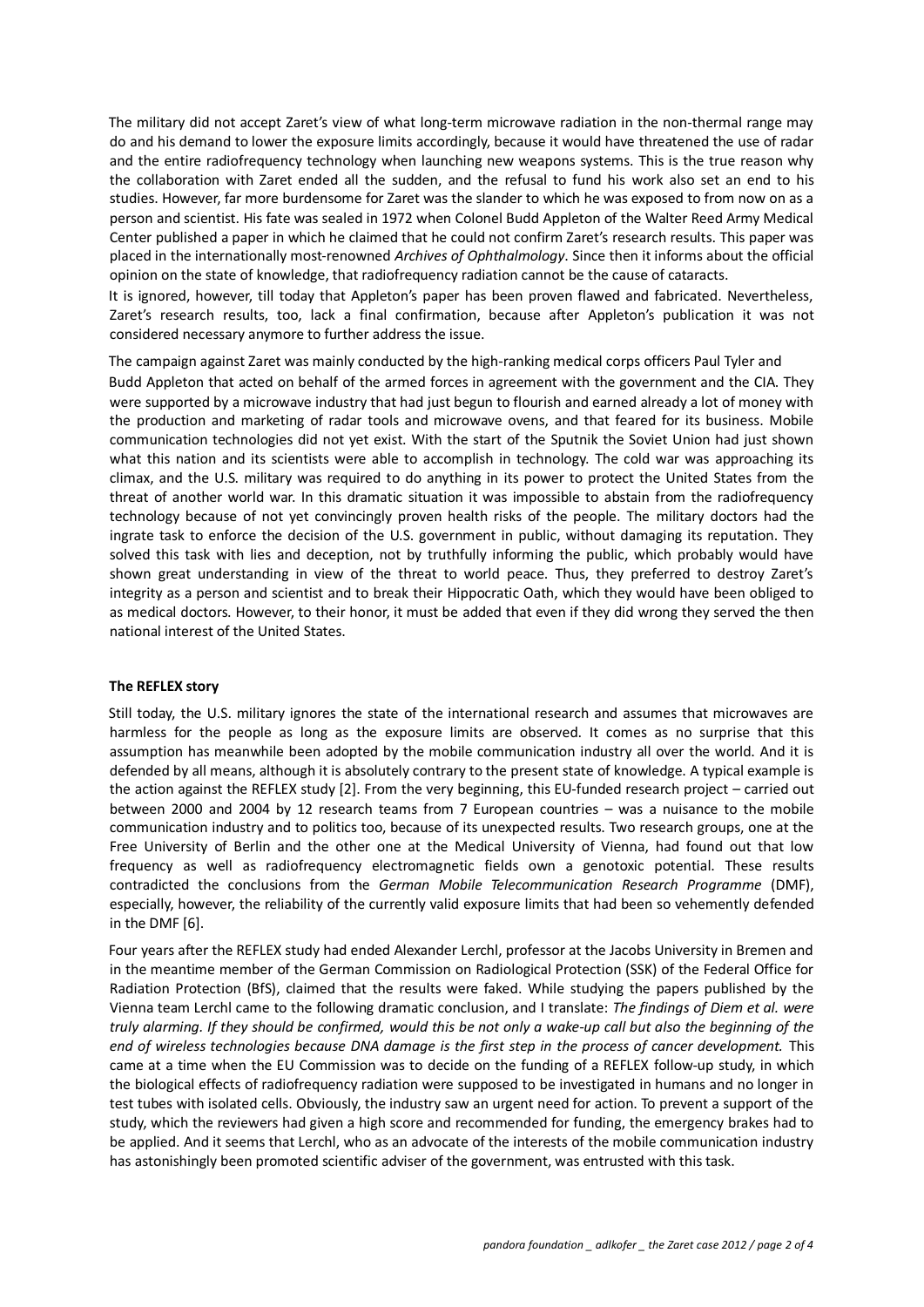The military did not accept Zaret's view of what long-term microwave radiation in the non-thermal range may do and his demand to lower the exposure limits accordingly, because it would have threatened the use of radar and the entire radiofrequency technology when launching new weapons systems. This is the true reason why the collaboration with Zaret ended all the sudden, and the refusal to fund his work also set an end to his studies. However, far more burdensome for Zaret was the slander to which he was exposed to from now on as a person and scientist. His fate was sealed in 1972 when Colonel Budd Appleton of the Walter Reed Army Medical Center published a paper in which he claimed that he could not confirm Zaret's research results. This paper was placed in the internationally most-renowned *Archives of Ophthalmology*. Since then it informs about the official opinion on the state of knowledge, that radiofrequency radiation cannot be the cause of cataracts.

It is ignored, however, till today that Appleton's paper has been proven flawed and fabricated. Nevertheless, Zaret's research results, too, lack a final confirmation, because after Appleton's publication it was not considered necessary anymore to further address the issue.

The campaign against Zaret was mainly conducted by the high-ranking medical corps officers Paul Tyler and Budd Appleton that acted on behalf of the armed forces in agreement with the government and the CIA. They were supported by a microwave industry that had just begun to flourish and earned already a lot of money with the production and marketing of radar tools and microwave ovens, and that feared for its business. Mobile communication technologies did not yet exist. With the start of the Sputnik the Soviet Union had just shown what this nation and its scientists were able to accomplish in technology. The cold war was approaching its climax, and the U.S. military was required to do anything in its power to protect the United States from the threat of another world war. In this dramatic situation it was impossible to abstain from the radiofrequency technology because of not yet convincingly proven health risks of the people. The military doctors had the ingrate task to enforce the decision of the U.S. government in public, without damaging its reputation. They solved this task with lies and deception, not by truthfully informing the public, which probably would have shown great understanding in view of the threat to world peace. Thus, they preferred to destroy Zaret's integrity as a person and scientist and to break their Hippocratic Oath, which they would have been obliged to as medical doctors. However, to their honor, it must be added that even if they did wrong they served the then national interest of the United States.

**The REFLEX story**

Still today, the U.S. military ignores the state of the international research and assumes that microwaves are harmless for the people as long as the exposure limits are observed. It comes as no surprise that this assumption has meanwhile been adopted by the mobile communication industry all over the world. And it is defended by all means, although it is absolutely contrary to the present state of knowledge. A typical example is the action against the REFLEX study [2]. From the very beginning, this EU-funded research project – carried out between 2000 and 2004 by 12 research teams from 7 European countries – was a nuisance to the mobile communication industry and to politics too, because of its unexpected results. Two research groups, one at the Free University of Berlin and the other one at the Medical University of Vienna, had found out that low frequency as well as radiofrequency electromagnetic fields own a genotoxic potential. These results contradicted the conclusions from the *German Mobile Telecommunication Research Programme* (DMF), especially, however, the reliability of the currently valid exposure limits that had been so vehemently defended in the DMF [6].

Four years after the REFLEX study had ended Alexander Lerchl, professor at the Jacobs University in Bremen and in the meantime member of the German Commission on Radiological Protection (SSK) of the Federal Office for Radiation Protection (BfS), claimed that the results were faked. While studying the papers published by the Vienna team Lerchl came to the following dramatic conclusion, and I translate: *The findings of Diem et al. were truly alarming. If they should be confirmed, would this be not only a wake-up call but also the beginning of the end of wireless technologies because DNA damage is the first step in the process of cancer development.* This came at a time when the EU Commission was to decide on the funding of a REFLEX follow-up study, in which the biological effects of radiofrequency radiation were supposed to be investigated in humans and no longer in test tubes with isolated cells. Obviously, the industry saw an urgent need for action. To prevent a support of the study, which the reviewers had given a high score and recommended for funding, the emergency brakes had to be applied. And it seems that Lerchl, who as an advocate of the interests of the mobile communication industry has astonishingly been promoted scientific adviser of the government, was entrusted with this task.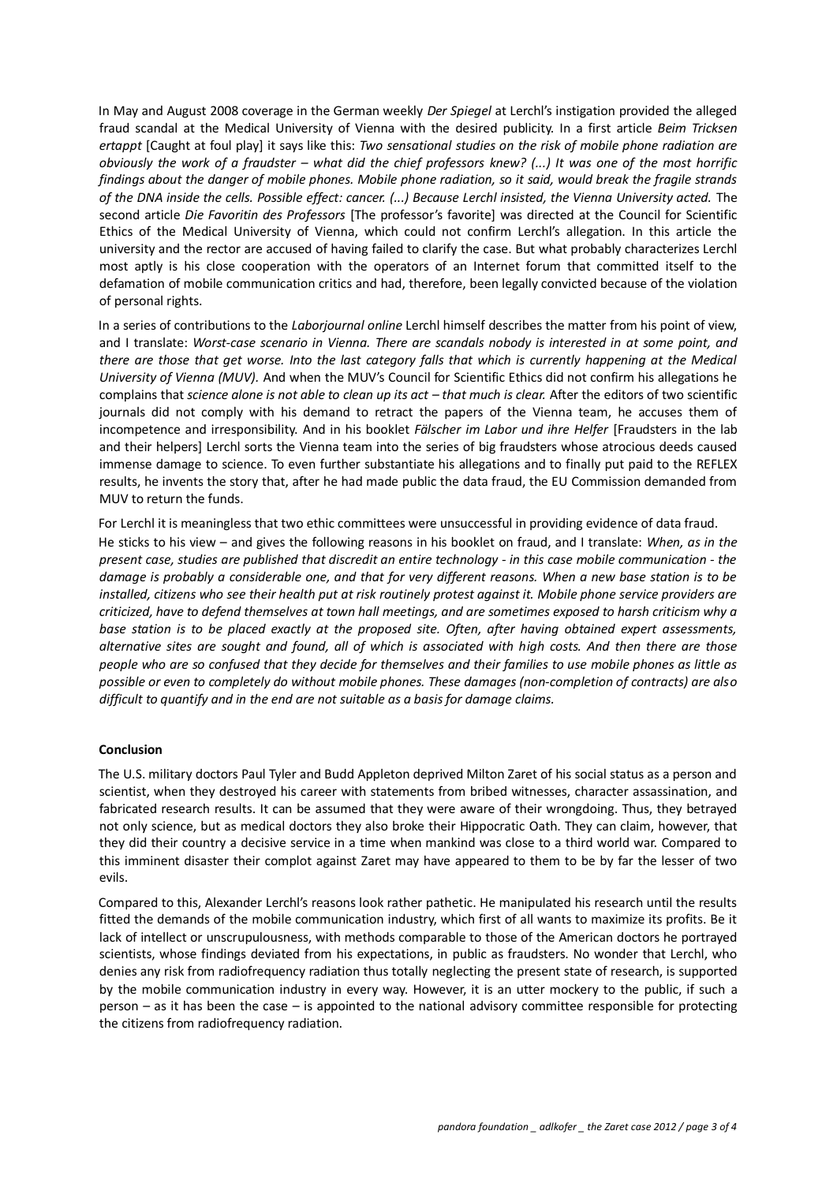In May and August 2008 coverage in the German weekly *Der Spiegel* at Lerchl's instigation provided the alleged fraud scandal at the Medical University of Vienna with the desired publicity. In a first article *Beim Tricksen ertappt* [Caught at foul play] it says like this: *Two sensational studies on the risk of mobile phone radiation are obviously the work of a fraudster – what did the chief professors knew? (...) It was one of the most horrific findings about the danger of mobile phones. Mobile phone radiation, so it said, would break the fragile strands of the DNA inside the cells. Possible effect: cancer. (...) Because Lerchl insisted, the Vienna University acted.* The second article *Die Favoritin des Professors* [The professor's favorite] was directed at the Council for Scientific Ethics of the Medical University of Vienna, which could not confirm Lerchl's allegation. In this article the university and the rector are accused of having failed to clarify the case. But what probably characterizes Lerchl most aptly is his close cooperation with the operators of an Internet forum that committed itself to the defamation of mobile communication critics and had, therefore, been legally convicted because of the violation of personal rights.

In a series of contributions to the *Laborjournal online* Lerchl himself describes the matter from his point of view, and I translate: *Worst-case scenario in Vienna. There are scandals nobody is interested in at some point, and there are those that get worse. Into the last category falls that which is currently happening at the Medical University of Vienna (MUV).* And when the MUV's Council for Scientific Ethics did not confirm his allegations he complains that *science alone is not able to clean up its act – that much is clear.* After the editors of two scientific journals did not comply with his demand to retract the papers of the Vienna team, he accuses them of incompetence and irresponsibility. And in his booklet *Fälscher im Labor und ihre Helfer* [Fraudsters in the lab and their helpers] Lerchl sorts the Vienna team into the series of big fraudsters whose atrocious deeds caused immense damage to science. To even further substantiate his allegations and to finally put paid to the REFLEX results, he invents the story that, after he had made public the data fraud, the EU Commission demanded from MUV to return the funds.

For Lerchl it is meaningless that two ethic committees were unsuccessful in providing evidence of data fraud. He sticks to his view – and gives the following reasons in his booklet on fraud, and I translate: *When, as in the present case, studies are published that discredit an entire technology - in this case mobile communication - the damage is probably a considerable one, and that for very different reasons. When a new base station is to be installed, citizens who see their health put at risk routinely protest against it. Mobile phone service providers are criticized, have to defend themselves at town hall meetings, and are sometimes exposed to harsh criticism why a base station is to be placed exactly at the proposed site. Often, after having obtained expert assessments, alternative sites are sought and found, all of which is associated with high costs. And then there are those people who are so confused that they decide for themselves and their families to use mobile phones as little as possible or even to completely do without mobile phones. These damages (non-completion of contracts) are also difficult to quantify and in the end are not suitable as a basis for damage claims.*

**Conclusion**

The U.S. military doctors Paul Tyler and Budd Appleton deprived Milton Zaret of his social status as a person and scientist, when they destroyed his career with statements from bribed witnesses, character assassination, and fabricated research results. It can be assumed that they were aware of their wrongdoing. Thus, they betrayed not only science, but as medical doctors they also broke their Hippocratic Oath. They can claim, however, that they did their country a decisive service in a time when mankind was close to a third world war. Compared to this imminent disaster their complot against Zaret may have appeared to them to be by far the lesser of two evils.

Compared to this, Alexander Lerchl's reasons look rather pathetic. He manipulated his research until the results fitted the demands of the mobile communication industry, which first of all wants to maximize its profits. Be it lack of intellect or unscrupulousness, with methods comparable to those of the American doctors he portrayed scientists, whose findings deviated from his expectations, in public as fraudsters. No wonder that Lerchl, who denies any risk from radiofrequency radiation thus totally neglecting the present state of research, is supported by the mobile communication industry in every way. However, it is an utter mockery to the public, if such a person – as it has been the case – is appointed to the national advisory committee responsible for protecting the citizens from radiofrequency radiation.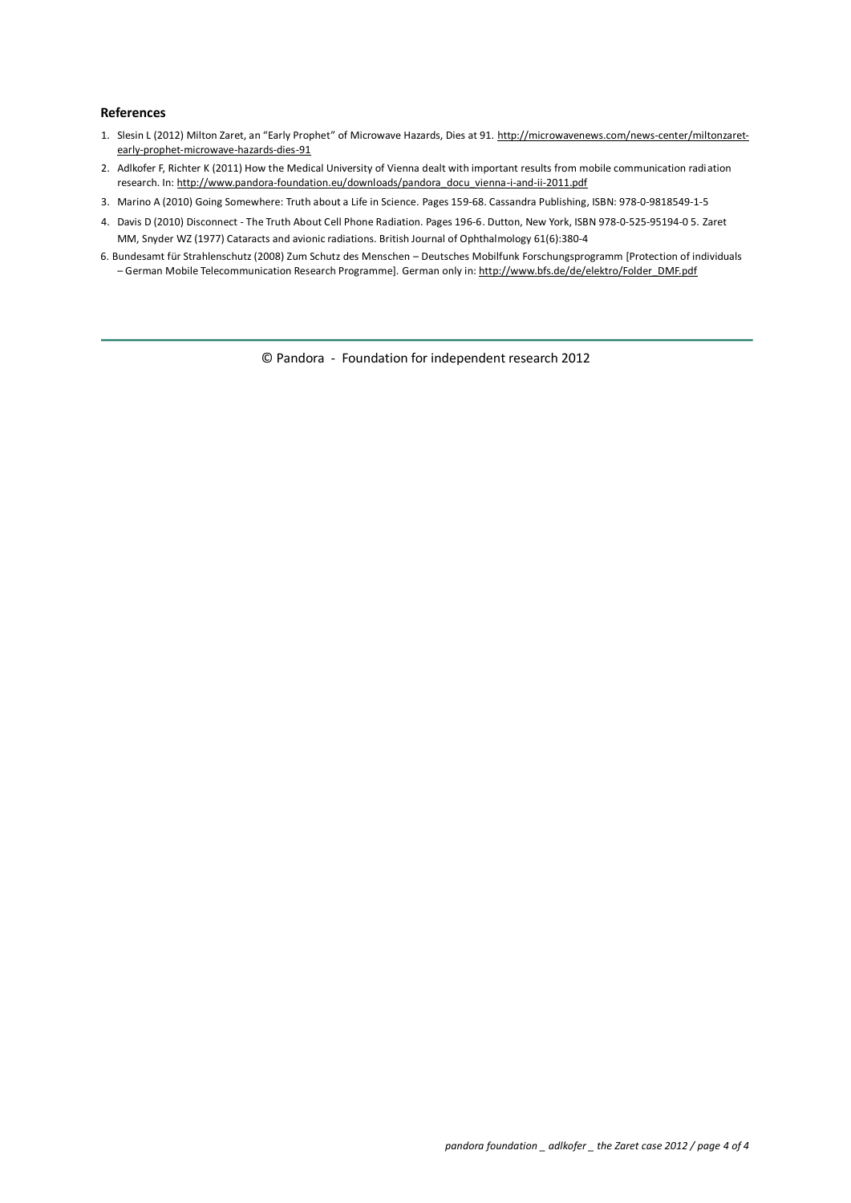**References**

1. Slesin L (2012) Milton Zaret, an "Early Prophet" of Microwave Hazards, Dies at 91. http://microwavenews.com/news-center/miltonzaret-early-prophet-microwave-hazards-dies-91
2. Adlkofer F, Richter K (2011) How the Medical University of Vienna dealt with important results from mobile communication radiation research. In: http://www.pandora-foundation.eu/downloads/pandora_docu_vienna-i-and-ii-2011.pdf
3. Marino A (2010) Going Somewhere: Truth about a Life in Science. Pages 159-68. Cassandra Publishing, ISBN: 978-0-9818549-1-5
4. Davis D (2010) Disconnect - The Truth About Cell Phone Radiation. Pages 196-6. Dutton, New York, ISBN 978-0-525-95194-0 5. Zaret MM, Snyder WZ (1977) Cataracts and avionic radiations. British Journal of Ophthalmology 61(6):380-4
6. Bundesamt für Strahlenschutz (2008) Zum Schutz des Menschen – Deutsches Mobilfunk Forschungsprogramm [Protection of individuals – German Mobile Telecommunication Research Programme]. German only in: http://www.bfs.de/de/elektro/Folder_DMF.pdf

---

© Pandora - Foundation for independent research 2012